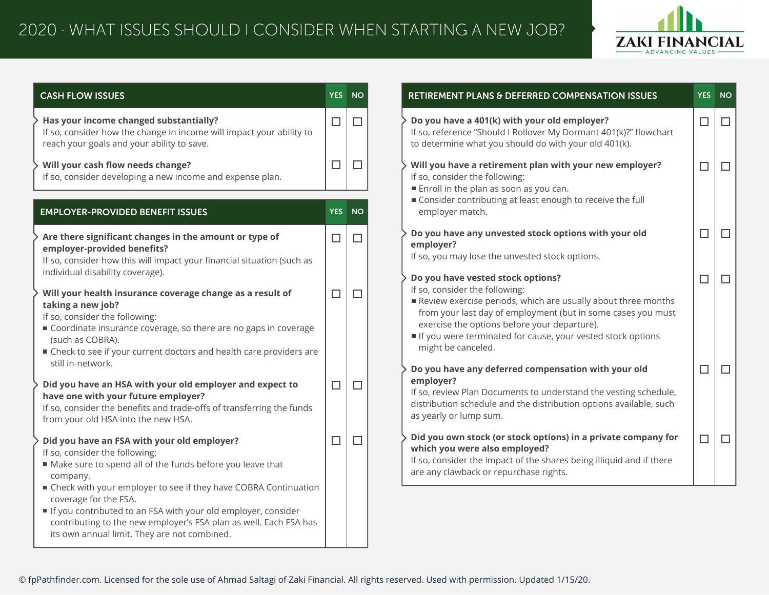# 2020 · WHAT ISSUES SHOULD I CONSIDER WHEN STARTING A NEW JOB?

ZAKI FINANCIAL
ADVANCING VALUES

| CASH FLOW ISSUES | YES | NO |
|---|---|---|
| **Has your income changed substantially?**<br>If so, consider how the change in income will impact your ability to reach your goals and your ability to save. | ☐ | ☐ |
| **Will your cash flow needs change?**<br>If so, consider developing a new income and expense plan. | ☐ | ☐ |

| EMPLOYER-PROVIDED BENEFIT ISSUES | YES | NO |
|---|---|---|
| **Are there significant changes in the amount or type of employer-provided benefits?**<br>If so, consider how this will impact your financial situation (such as individual disability coverage). | ☐ | ☐ |
| **Will your health insurance coverage change as a result of taking a new job?**<br>If so, consider the following:<br>▪ Coordinate insurance coverage, so there are no gaps in coverage (such as COBRA).<br>▪ Check to see if your current doctors and health care providers are still in-network. | ☐ | ☐ |
| **Did you have an HSA with your old employer and expect to have one with your future employer?**<br>If so, consider the benefits and trade-offs of transferring the funds from your old HSA into the new HSA. | ☐ | ☐ |
| **Did you have an FSA with your old employer?**<br>If so, consider the following:<br>▪ Make sure to spend all of the funds before you leave that company.<br>▪ Check with your employer to see if they have COBRA Continuation coverage for the FSA.<br>▪ If you contributed to an FSA with your old employer, consider contributing to the new employer's FSA plan as well. Each FSA has its own annual limit. They are not combined. | ☐ | ☐ |

| RETIREMENT PLANS & DEFERRED COMPENSATION ISSUES | YES | NO |
|---|---|---|
| **Do you have a 401(k) with your old employer?**<br>If so, reference "Should I Rollover My Dormant 401(k)?" flowchart to determine what you should do with your old 401(k). | ☐ | ☐ |
| **Will you have a retirement plan with your new employer?**<br>If so, consider the following:<br>▪ Enroll in the plan as soon as you can.<br>▪ Consider contributing at least enough to receive the full employer match. | ☐ | ☐ |
| **Do you have any unvested stock options with your old employer?**<br>If so, you may lose the unvested stock options. | ☐ | ☐ |
| **Do you have vested stock options?**<br>If so, consider the following:<br>▪ Review exercise periods, which are usually about three months from your last day of employment (but in some cases you must exercise the options before your departure).<br>▪ If you were terminated for cause, your vested stock options might be canceled. | ☐ | ☐ |
| **Do you have any deferred compensation with your old employer?**<br>If so, review Plan Documents to understand the vesting schedule, distribution schedule and the distribution options available, such as yearly or lump sum. | ☐ | ☐ |
| **Did you own stock (or stock options) in a private company for which you were also employed?**<br>If so, consider the impact of the shares being illiquid and if there are any clawback or repurchase rights. | ☐ | ☐ |

© fpPathfinder.com. Licensed for the sole use of Ahmad Saltagi of Zaki Financial. All rights reserved. Used with permission. Updated 1/15/20.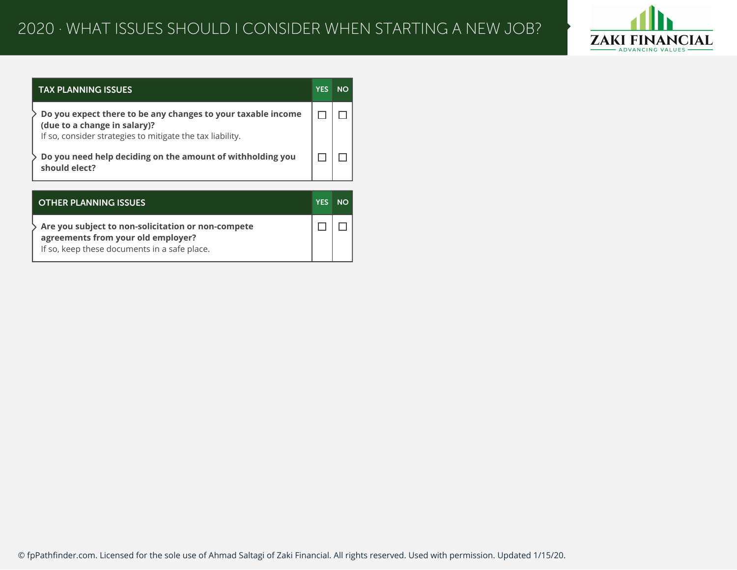# 2020 · WHAT ISSUES SHOULD I CONSIDER WHEN STARTING A NEW JOB?

ZAKI FINANCIAL
ADVANCING VALUES

| TAX PLANNING ISSUES | YES | NO |
|---|---|---|
| **Do you expect there to be any changes to your taxable income (due to a change in salary)?** If so, consider strategies to mitigate the tax liability. | ☐ | ☐ |
| **Do you need help deciding on the amount of withholding you should elect?** | ☐ | ☐ |

| OTHER PLANNING ISSUES | YES | NO |
|---|---|---|
| **Are you subject to non-solicitation or non-compete agreements from your old employer?** If so, keep these documents in a safe place. | ☐ | ☐ |

© fpPathfinder.com. Licensed for the sole use of Ahmad Saltagi of Zaki Financial. All rights reserved. Used with permission. Updated 1/15/20.